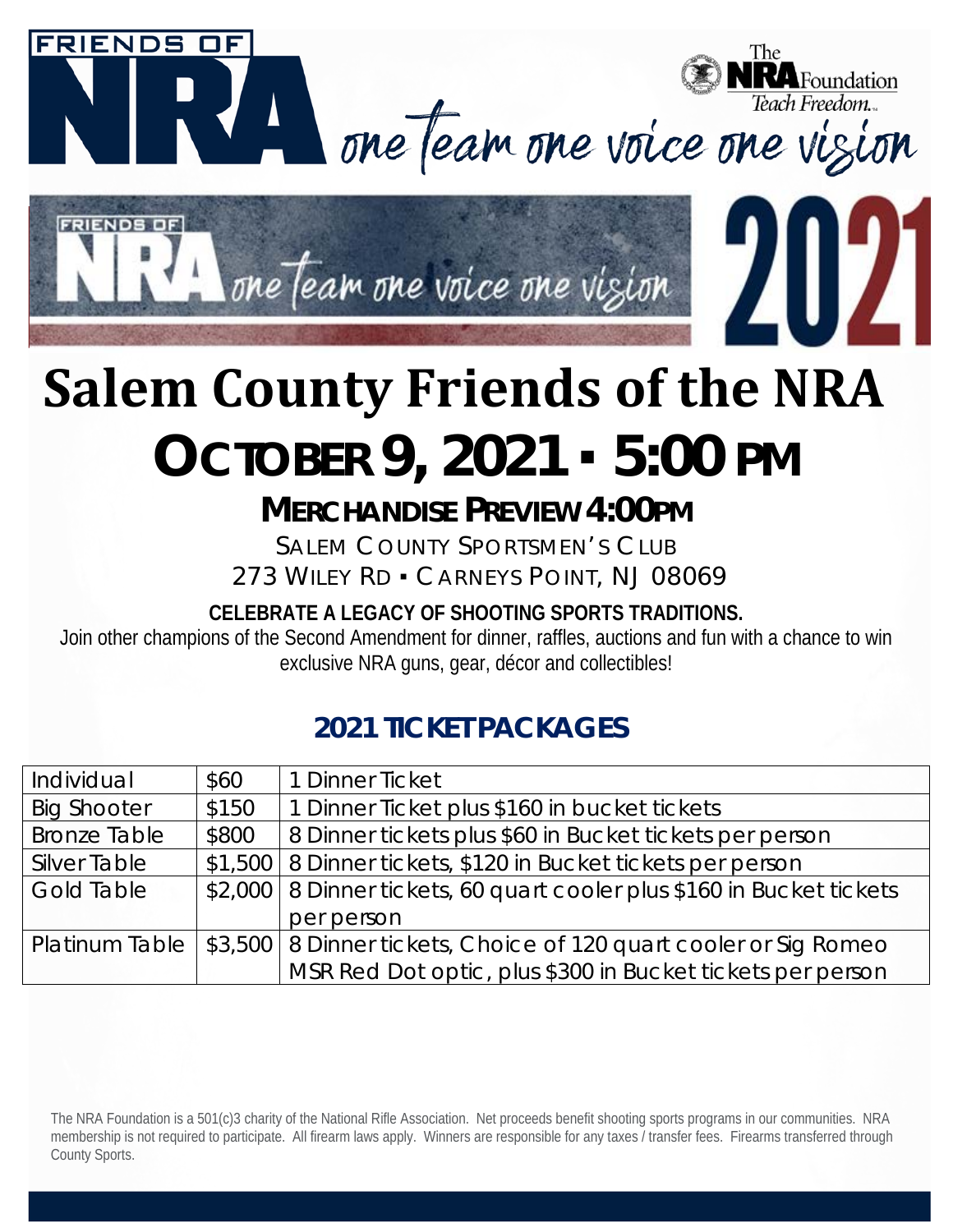FRIENDS OF NRA

The NRA Foundation *Teach Freedom.*

*one team one voice one vision*

FRIENDS OF NRA *one team one voice one vision* 2021

# Salem County Friends of the NRA

# OCTOBER 9, 2021 ▪ 5:00 PM

## MERCHANDISE PREVIEW 4:00PM

SALEM COUNTY SPORTSMEN'S CLUB

273 WILEY RD ▪ CARNEYS POINT, NJ 08069

**CELEBRATE A LEGACY OF SHOOTING SPORTS TRADITIONS.**

Join other champions of the Second Amendment for dinner, raffles, auctions and fun with a chance to win exclusive NRA guns, gear, décor and collectibles!

## 2021 TICKET PACKAGES

| Package | Price | Includes |
|---|---|---|
| Individual | $60 | 1 Dinner Ticket |
| Big Shooter | $150 | 1 Dinner Ticket plus $160 in bucket tickets |
| Bronze Table | $800 | 8 Dinner tickets plus $60 in Bucket tickets per person |
| Silver Table | $1,500 | 8 Dinner tickets, $120 in Bucket tickets per person |
| Gold Table | $2,000 | 8 Dinner tickets, 60 quart cooler plus $160 in Bucket tickets per person |
| Platinum Table | $3,500 | 8 Dinner tickets, Choice of 120 quart cooler or Sig Romeo MSR Red Dot optic, plus $300 in Bucket tickets per person |

The NRA Foundation is a 501(c)3 charity of the National Rifle Association. Net proceeds benefit shooting sports programs in our communities. NRA membership is not required to participate. All firearm laws apply. Winners are responsible for any taxes / transfer fees. Firearms transferred through County Sports.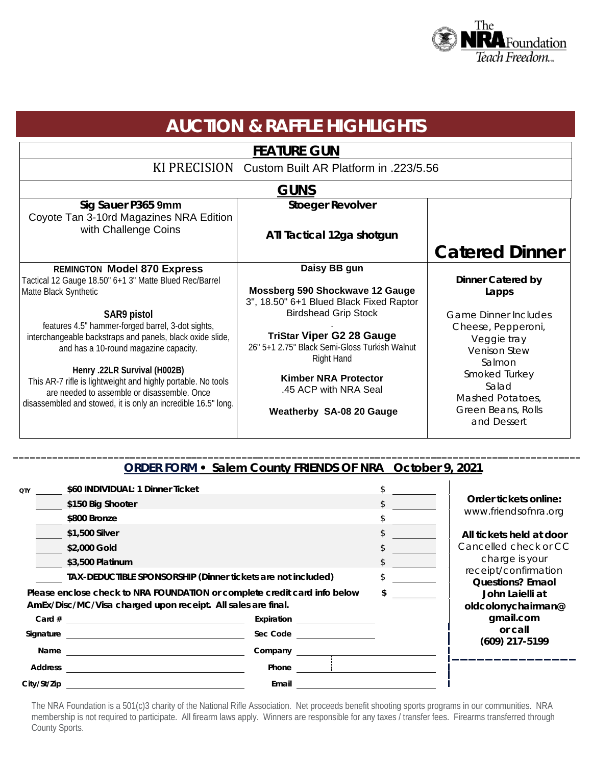The NRA Foundation
Teach Freedom.

# AUCTION & RAFFLE HIGHLIGHTS

## FEATURE GUN

KI PRECISION Custom Built AR Platform in .223/5.56

## GUNS

| | | |
|---|---|---|
| **Sig Sauer P365 9mm**<br>Coyote Tan 3-10rd Magazines NRA Edition with Challenge Coins | **Stoeger Revolver**<br><br>**ATI Tactical 12ga shotgun** | **Catered Dinner** |
| **REMINGTON Model 870 Express**<br>Tactical 12 Gauge 18.50" 6+1 3" Matte Blued Rec/Barrel Matte Black Synthetic<br><br>**SAR9 pistol**<br>features 4.5" hammer-forged barrel, 3-dot sights, interchangeable backstraps and panels, black oxide slide, and has a 10-round magazine capacity.<br><br>**Henry .22LR Survival (H002B)**<br>This AR-7 rifle is lightweight and highly portable. No tools are needed to assemble or disassemble. Once disassembled and stowed, it is only an incredible 16.5" long. | **Daisy BB gun**<br><br>**Mossberg 590 Shockwave 12 Gauge**<br>3", 18.50" 6+1 Blued Black Fixed Raptor Birdshead Grip Stock<br>.<br>**TriStar Viper G2 28 Gauge**<br>26" 5+1 2.75" Black Semi-Gloss Turkish Walnut Right Hand<br><br>**Kimber NRA Protector**<br>.45 ACP with NRA Seal<br><br>**Weatherby SA-08 20 Gauge** | **Dinner Catered by Lapps**<br><br>Game Dinner Includes Cheese, Pepperoni, Veggie tray<br>Venison Stew<br>Salmon<br>Smoked Turkey<br>Salad<br>Mashed Potatoes, Green Beans, Rolls and Dessert |

## ORDER FORM • Salem County FRIENDS OF NRA October 9, 2021

| QTY | | |
|---|---|---|
| ______ | **$60 INDIVIDUAL: 1 Dinner Ticket** | $ ______ |
| ______ | **$150 Big Shooter** | $ ______ |
| ______ | **$800 Bronze** | $ ______ |
| ______ | **$1,500 Silver** | $ ______ |
| ______ | **$2,000 Gold** | $ ______ |
| ______ | **$3,500 Platinum** | $ ______ |
| ______ | **TAX-DEDUCTIBLE SPONSORSHIP (Dinner tickets are not included)** | $ ______ |

**Please enclose check to NRA FOUNDATION or complete credit card info below** **$** ______

**AmEx/Disc/MC/Visa charged upon receipt. All sales are final.**

Card # ____________________ Expiration ____________

Signature ____________________ Sec Code ____________

Name ____________________ Company ____________

Address ____________________ Phone ____________

City/St/Zip ____________________ Email ____________

**Order tickets online:**
www.friendsofnra.org

**All tickets held at door**
Cancelled check or CC charge is your receipt/confirmation
**Questions? Emaol John Laielli at oldcolonychairman@gmail.com or call (609) 217-5199**

The NRA Foundation is a 501(c)3 charity of the National Rifle Association. Net proceeds benefit shooting sports programs in our communities. NRA membership is not required to participate. All firearm laws apply. Winners are responsible for any taxes / transfer fees. Firearms transferred through County Sports.